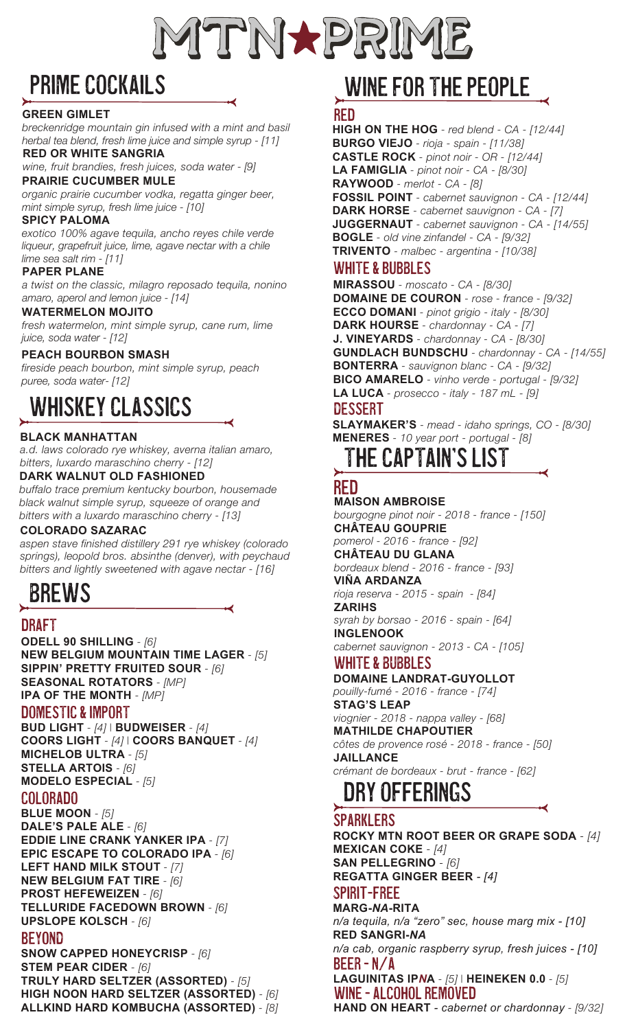# MTN★PRIME

## PRIME COCKAILS

**GREEN GIMLET**
*breckenridge mountain gin infused with a mint and basil herbal tea blend, fresh lime juice and simple syrup - [11]*

**RED OR WHITE SANGRIA**
*wine, fruit brandies, fresh juices, soda water - [9]*

**PRAIRIE CUCUMBER MULE**
*organic prairie cucumber vodka, regatta ginger beer, mint simple syrup, fresh lime juice - [10]*

**SPICY PALOMA**
*exotico 100% agave tequila, ancho reyes chile verde liqueur, grapefruit juice, lime, agave nectar with a chile lime sea salt rim - [11]*

**PAPER PLANE**
*a twist on the classic, milagro reposado tequila, nonino amaro, aperol and lemon juice - [14]*

**WATERMELON MOJITO**
*fresh watermelon, mint simple syrup, cane rum, lime juice, soda water - [12]*

**PEACH BOURBON SMASH**
*fireside peach bourbon, mint simple syrup, peach puree, soda water- [12]*

## WHISKEY CLASSICS

**BLACK MANHATTAN**
*a.d. laws colorado rye whiskey, averna italian amaro, bitters, luxardo maraschino cherry - [12]*

**DARK WALNUT OLD FASHIONED**
*buffalo trace premium kentucky bourbon, housemade black walnut simple syrup, squeeze of orange and bitters with a luxardo maraschino cherry - [13]*

**COLORADO SAZARAC**
*aspen stave finished distillery 291 rye whiskey (colorado springs), leopold bros. absinthe (denver), with peychaud bitters and lightly sweetened with agave nectar - [16]*

## BREWS

### DRAFT

**ODELL 90 SHILLING** - *[6]*
**NEW BELGIUM MOUNTAIN TIME LAGER** - *[5]*
**SIPPIN' PRETTY FRUITED SOUR** - *[6]*
**SEASONAL ROTATORS** - *[MP]*
**IPA OF THE MONTH** - *[MP]*

### DOMESTIC & IMPORT

**BUD LIGHT** - *[4]* | **BUDWEISER** - *[4]*
**COORS LIGHT** - *[4]* | **COORS BANQUET** - *[4]*
**MICHELOB ULTRA** - *[5]*
**STELLA ARTOIS** - *[6]*
**MODELO ESPECIAL** - *[5]*

### COLORADO

**BLUE MOON** - *[5]*
**DALE'S PALE ALE** - *[6]*
**EDDIE LINE CRANK YANKER IPA** - *[7]*
**EPIC ESCAPE TO COLORADO IPA** - *[6]*
**LEFT HAND MILK STOUT** - *[7]*
**NEW BELGIUM FAT TIRE** - *[6]*
**PROST HEFEWEIZEN** - *[6]*
**TELLURIDE FACEDOWN BROWN** - *[6]*
**UPSLOPE KOLSCH** - *[6]*

### BEYOND

**SNOW CAPPED HONEYCRISP** - *[6]*
**STEM PEAR CIDER** - *[6]*
**TRULY HARD SELTZER (ASSORTED)** - *[5]*
**HIGH NOON HARD SELTZER (ASSORTED)** - *[6]*
**ALLKIND HARD KOMBUCHA (ASSORTED)** - *[8]*

## WINE FOR THE PEOPLE

### RED

**HIGH ON THE HOG** - *red blend - CA - [12/44]*
**BURGO VIEJO** - *rioja - spain - [11/38]*
**CASTLE ROCK** - *pinot noir - OR - [12/44]*
**LA FAMIGLIA** - *pinot noir - CA - [8/30]*
**RAYWOOD** - *merlot - CA - [8]*
**FOSSIL POINT** - *cabernet sauvignon - CA - [12/44]*
**DARK HORSE** - *cabernet sauvignon - CA - [7]*
**JUGGERNAUT** - *cabernet sauvignon - CA - [14/55]*
**BOGLE** - *old vine zinfandel - CA - [9/32]*
**TRIVENTO** - *malbec - argentina - [10/38]*

### WHITE & BUBBLES

**MIRASSOU** - *moscato - CA - [8/30]*
**DOMAINE DE COURON** - *rose - france - [9/32]*
**ECCO DOMANI** - *pinot grigio - italy - [8/30]*
**DARK HOURSE** - *chardonnay - CA - [7]*
**J. VINEYARDS** - *chardonnay - CA - [8/30]*
**GUNDLACH BUNDSCHU** - *chardonnay - CA - [14/55]*
**BONTERRA** - *sauvignon blanc - CA - [9/32]*
**BICO AMARELO** - *vinho verde - portugal - [9/32]*
**LA LUCA** - *prosecco - italy - 187 mL - [9]*

### DESSERT

**SLAYMAKER'S** - *mead - idaho springs, CO - [8/30]*
**MENERES** - *10 year port - portugal - [8]*

## THE CAPTAIN'S LIST

### RED

**MAISON AMBROISE**
*bourgogne pinot noir - 2018 - france - [150]*

**CHÂTEAU GOUPRIE**
*pomerol - 2016 - france - [92]*

**CHÂTEAU DU GLANA**
*bordeaux blend - 2016 - france - [93]*

**VIÑA ARDANZA**
*rioja reserva - 2015 - spain - [84]*

**ZARIHS**
*syrah by borsao - 2016 - spain - [64]*

**INGLENOOK**
*cabernet sauvignon - 2013 - CA - [105]*

### WHITE & BUBBLES

**DOMAINE LANDRAT-GUYOLLOT**
*pouilly-fumé - 2016 - france - [74]*

**STAG'S LEAP**
*viognier - 2018 - nappa valley - [68]*

**MATHILDE CHAPOUTIER**
*côtes de provence rosé - 2018 - france - [50]*

**JAILLANCE**
*crémant de bordeaux - brut - france - [62]*

## DRY OFFERINGS

### SPARKLERS

**ROCKY MTN ROOT BEER OR GRAPE SODA** - *[4]*
**MEXICAN COKE** - *[4]*
**SAN PELLEGRINO** - *[6]*
**REGATTA GINGER BEER** - *[4]*

### SPIRIT-FREE

**MARG-*NA*-RITA**
*n/a tequila, n/a "zero" sec, house marg mix - [10]*

**RED SANGRI-*NA***
*n/a cab, organic raspberry syrup, fresh juices - [10]*

### BEER - N/A

**LAGUINITAS IP*NA*** - *[5]* | **HEINEKEN 0.0** - *[5]*

### WINE - ALCOHOL REMOVED

**HAND ON HEART** - *cabernet or chardonnay - [9/32]*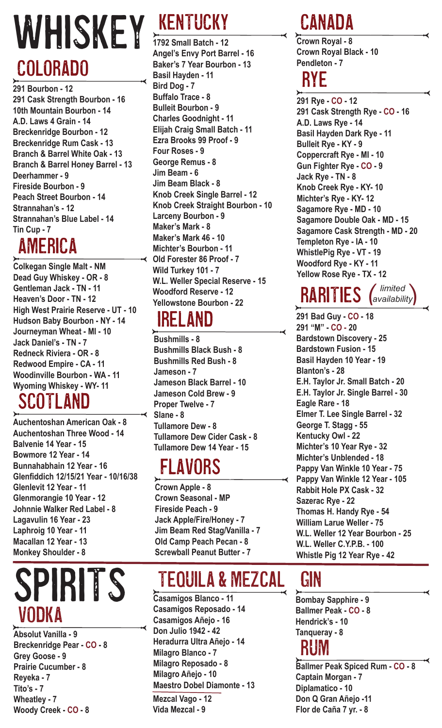# WHISKEY

## COLORADO

- 291 Bourbon - 12
- 291 Cask Strength Bourbon - 16
- 10th Mountain Bourbon - 14
- A.D. Laws 4 Grain - 14
- Breckenridge Bourbon - 12
- Breckenridge Rum Cask - 13
- Branch & Barrel White Oak - 13
- Branch & Barrel Honey Barrel - 13
- Deerhammer - 9
- Fireside Bourbon - 9
- Peach Street Bourbon - 14
- Strannahan's - 12
- Strannahan's Blue Label - 14
- Tin Cup - 7

## AMERICA

- Colkegan Single Malt - NM
- Dead Guy Whiskey - OR - 8
- Gentleman Jack - TN - 11
- Heaven's Door - TN - 12
- High West Prairie Reserve - UT - 10
- Hudson Baby Bourbon - NY - 14
- Journeyman Wheat - MI - 10
- Jack Daniel's - TN - 7
- Redneck Riviera - OR - 8
- Redwood Empire - CA - 11
- Woodinville Bourbon - WA - 11
- Wyoming Whiskey - WY- 11

## SCOTLAND

- Auchentoshan American Oak - 8
- Auchentoshan Three Wood - 14
- Balvenie 14 Year - 15
- Bowmore 12 Year - 14
- Bunnahabhain 12 Year - 16
- Glenfiddich 12/15/21 Year - 10/16/38
- Glenlevit 12 Year - 11
- Glenmorangie 10 Year - 12
- Johnnie Walker Red Label - 8
- Lagavulin 16 Year - 23
- Laphroig 10 Year - 11
- Macallan 12 Year - 13
- Monkey Shoulder - 8

## KENTUCKY

- 1792 Small Batch - 12
- Angel's Envy Port Barrel - 16
- Baker's 7 Year Bourbon - 13
- Basil Hayden - 11
- Bird Dog - 7
- Buffalo Trace - 8
- Bulleit Bourbon - 9
- Charles Goodnight - 11
- Elijah Craig Small Batch - 11
- Ezra Brooks 99 Proof - 9
- Four Roses - 9
- George Remus - 8
- Jim Beam - 6
- Jim Beam Black - 8
- Knob Creek Single Barrel - 12
- Knob Creek Straight Bourbon - 10
- Larceny Bourbon - 9
- Maker's Mark - 8
- Maker's Mark 46 - 10
- Michter's Bourbon - 11
- Old Forester 86 Proof - 7
- Wild Turkey 101 - 7
- W.L. Weller Special Reserve - 15
- Woodford Reserve - 12
- Yellowstone Bourbon - 22

## IRELAND

- Bushmills - 8
- Bushmills Black Bush - 8
- Bushmills Red Bush - 8
- Jameson - 7
- Jameson Black Barrel - 10
- Jameson Cold Brew - 9
- Proper Twelve - 7
- Slane - 8
- Tullamore Dew - 8
- Tullamore Dew Cider Cask - 8
- Tullamore Dew 14 Year - 15

## FLAVORS

- Crown Apple - 8
- Crown Seasonal - MP
- Fireside Peach - 9
- Jack Apple/Fire/Honey - 7
- Jim Beam Red Stag/Vanilla - 7
- Old Camp Peach Pecan - 8
- Screwball Peanut Butter - 7

## CANADA

- Crown Royal - 8
- Crown Royal Black - 10
- Pendleton - 7

## RYE

- 291 Rye - CO - 12
- 291 Cask Strength Rye - CO - 16
- A.D. Laws Rye - 14
- Basil Hayden Dark Rye - 11
- Bulleit Rye - KY - 9
- Coppercraft Rye - MI - 10
- Gun Fighter Rye - CO - 9
- Jack Rye - TN - 8
- Knob Creek Rye - KY- 10
- Michter's Rye - KY- 12
- Sagamore Rye - MD - 10
- Sagamore Double Oak - MD - 15
- Sagamore Cask Strength - MD - 20
- Templeton Rye - IA - 10
- WhistlePig Rye - VT - 19
- Woodford Rye - KY - 11
- Yellow Rose Rye - TX - 12

## RARITIES (*limited availability*)

- 291 Bad Guy - CO - 18
- 291 "M" - CO - 20
- Bardstown Discovery - 25
- Bardstown Fusion - 15
- Basil Hayden 10 Year - 19
- Blanton's - 28
- E.H. Taylor Jr. Small Batch - 20
- E.H. Taylor Jr. Single Barrel - 30
- Eagle Rare - 18
- Elmer T. Lee Single Barrel - 32
- George T. Stagg - 55
- Kentucky Owl - 22
- Michter's 10 Year Rye - 32
- Michter's Unblended - 18
- Pappy Van Winkle 10 Year - 75
- Pappy Van Winkle 12 Year - 105
- Rabbit Hole PX Cask - 32
- Sazerac Rye - 22
- Thomas H. Handy Rye - 54
- William Larue Weller - 75
- W.L. Weller 12 Year Bourbon - 25
- W.L. Weller C.Y.P.B. - 100
- Whistle Pig 12 Year Rye - 42

# SPIRITS

## VODKA

- Absolut Vanilla - 9
- Breckenridge Pear - CO - 8
- Grey Goose - 9
- Prairie Cucumber - 8
- Reyeka - 7
- Tito's - 7
- Wheatley - 7
- Woody Creek - CO - 8

## TEQUILA & MEZCAL

- Casamigos Blanco - 11
- Casamigos Reposado - 14
- Casamigos Añejo - 16
- Don Julio 1942 - 42
- Heradurra Ultra Añejo - 14
- Milagro Blanco - 7
- Milagro Reposado - 8
- Milagro Añejo - 10
- Maestro Dobel Diamonte - 13
- Mezcal Vago - 12
- Vida Mezcal - 9

## GIN

- Bombay Sapphire - 9
- Ballmer Peak - CO - 8
- Hendrick's - 10
- Tanqueray - 8

## RUM

- Ballmer Peak Spiced Rum - CO - 8
- Captain Morgan - 7
- Diplamatico - 10
- Don Q Gran Añejo -11
- Flor de Caña 7 yr. - 8